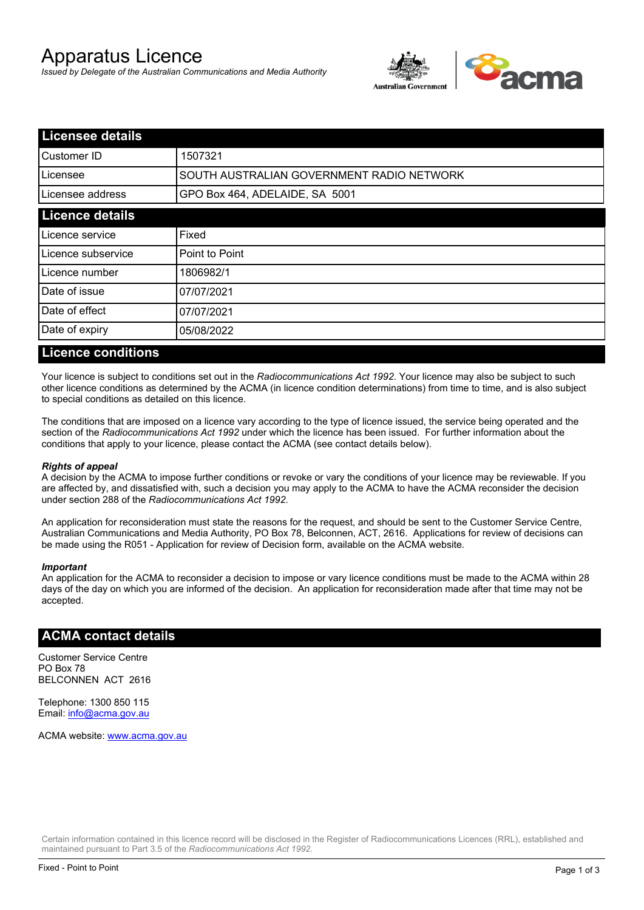# Apparatus Licence

*Issued by Delegate of the Australian Communications and Media Authority*

## Licensee details

| | |
|---|---|
| Customer ID | 1507321 |
| Licensee | SOUTH AUSTRALIAN GOVERNMENT RADIO NETWORK |
| Licensee address | GPO Box 464, ADELAIDE, SA 5001 |

## Licence details

| | |
|---|---|
| Licence service | Fixed |
| Licence subservice | Point to Point |
| Licence number | 1806982/1 |
| Date of issue | 07/07/2021 |
| Date of effect | 07/07/2021 |
| Date of expiry | 05/08/2022 |

## Licence conditions

Your licence is subject to conditions set out in the *Radiocommunications Act 1992*. Your licence may also be subject to such other licence conditions as determined by the ACMA (in licence condition determinations) from time to time, and is also subject to special conditions as detailed on this licence.

The conditions that are imposed on a licence vary according to the type of licence issued, the service being operated and the section of the *Radiocommunications Act 1992* under which the licence has been issued. For further information about the conditions that apply to your licence, please contact the ACMA (see contact details below).

***Rights of appeal***

A decision by the ACMA to impose further conditions or revoke or vary the conditions of your licence may be reviewable. If you are affected by, and dissatisfied with, such a decision you may apply to the ACMA to have the ACMA reconsider the decision under section 288 of the *Radiocommunications Act 1992*.

An application for reconsideration must state the reasons for the request, and should be sent to the Customer Service Centre, Australian Communications and Media Authority, PO Box 78, Belconnen, ACT, 2616. Applications for review of decisions can be made using the R051 - Application for review of Decision form, available on the ACMA website.

***Important***

An application for the ACMA to reconsider a decision to impose or vary licence conditions must be made to the ACMA within 28 days of the day on which you are informed of the decision. An application for reconsideration made after that time may not be accepted.

## ACMA contact details

Customer Service Centre
PO Box 78
BELCONNEN ACT 2616

Telephone: 1300 850 115
Email: info@acma.gov.au

ACMA website: www.acma.gov.au

Certain information contained in this licence record will be disclosed in the Register of Radiocommunications Licences (RRL), established and maintained pursuant to Part 3.5 of the *Radiocommunications Act 1992.*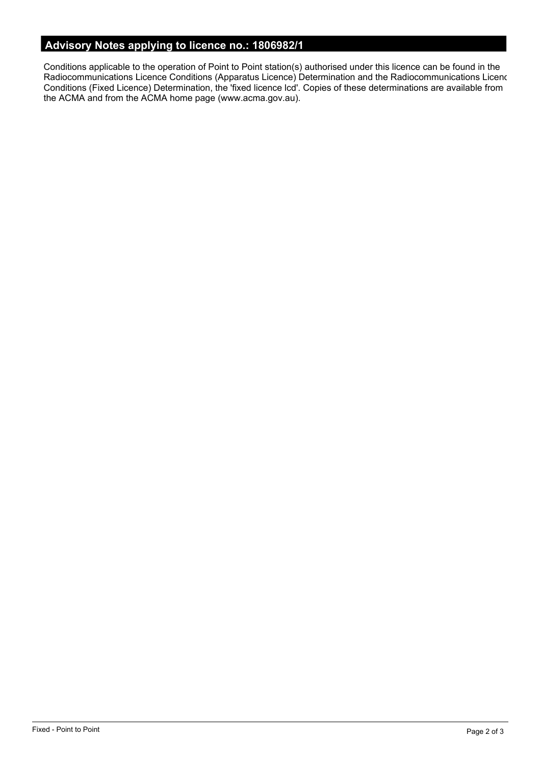## Advisory Notes applying to licence no.: 1806982/1

Conditions applicable to the operation of Point to Point station(s) authorised under this licence can be found in the Radiocommunications Licence Conditions (Apparatus Licence) Determination and the Radiocommunications Licenc Conditions (Fixed Licence) Determination, the 'fixed licence lcd'. Copies of these determinations are available from the ACMA and from the ACMA home page (www.acma.gov.au).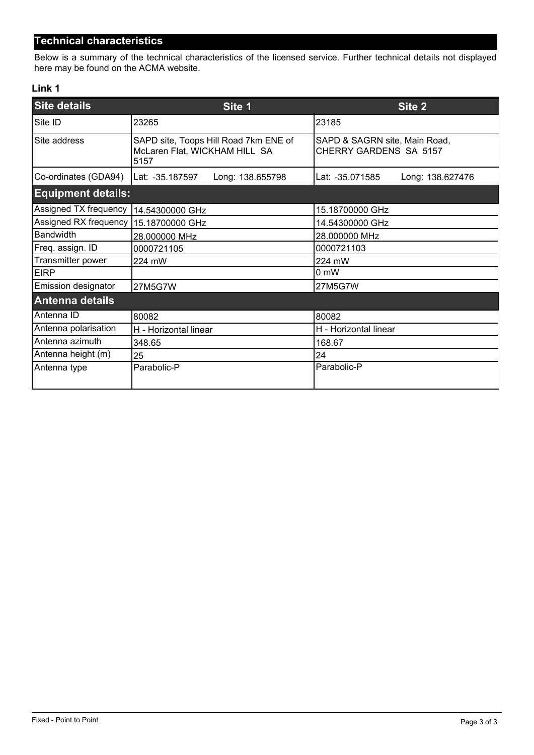## Technical characteristics

Below is a summary of the technical characteristics of the licensed service. Further technical details not displayed here may be found on the ACMA website.

### Link 1

| Site details | Site 1 | Site 2 |
|---|---|---|
| Site ID | 23265 | 23185 |
| Site address | SAPD site, Toops Hill Road 7km ENE of McLaren Flat, WICKHAM HILL SA 5157 | SAPD & SAGRN site, Main Road, CHERRY GARDENS SA 5157 |
| Co-ordinates (GDA94) | Lat: -35.187597 Long: 138.655798 | Lat: -35.071585 Long: 138.627476 |
| **Equipment details:** | | |
| Assigned TX frequency | 14.54300000 GHz | 15.18700000 GHz |
| Assigned RX frequency | 15.18700000 GHz | 14.54300000 GHz |
| Bandwidth | 28.000000 MHz | 28.000000 MHz |
| Freq. assign. ID | 0000721105 | 0000721103 |
| Transmitter power | 224 mW | 224 mW |
| EIRP | | 0 mW |
| Emission designator | 27M5G7W | 27M5G7W |
| **Antenna details** | | |
| Antenna ID | 80082 | 80082 |
| Antenna polarisation | H - Horizontal linear | H - Horizontal linear |
| Antenna azimuth | 348.65 | 168.67 |
| Antenna height (m) | 25 | 24 |
| Antenna type | Parabolic-P | Parabolic-P |

Fixed - Point to Point